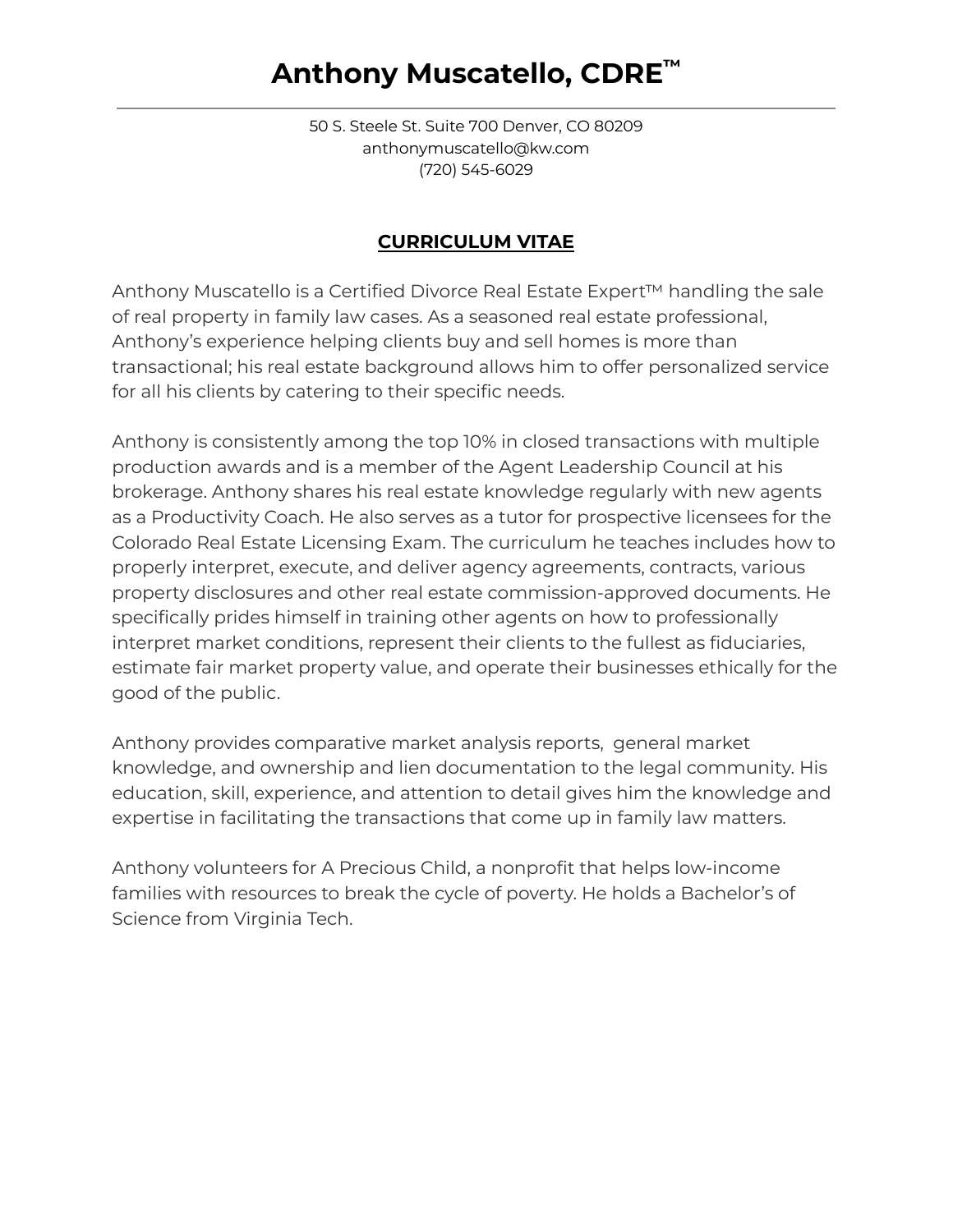# Anthony Muscatello, CDRE™

50 S. Steele St. Suite 700 Denver, CO 80209
anthonymuscatello@kw.com
(720) 545-6029

## **CURRICULUM VITAE**

Anthony Muscatello is a Certified Divorce Real Estate Expert™ handling the sale of real property in family law cases. As a seasoned real estate professional, Anthony's experience helping clients buy and sell homes is more than transactional; his real estate background allows him to offer personalized service for all his clients by catering to their specific needs.

Anthony is consistently among the top 10% in closed transactions with multiple production awards and is a member of the Agent Leadership Council at his brokerage. Anthony shares his real estate knowledge regularly with new agents as a Productivity Coach. He also serves as a tutor for prospective licensees for the Colorado Real Estate Licensing Exam. The curriculum he teaches includes how to properly interpret, execute, and deliver agency agreements, contracts, various property disclosures and other real estate commission-approved documents. He specifically prides himself in training other agents on how to professionally interpret market conditions, represent their clients to the fullest as fiduciaries, estimate fair market property value, and operate their businesses ethically for the good of the public.

Anthony provides comparative market analysis reports, general market knowledge, and ownership and lien documentation to the legal community. His education, skill, experience, and attention to detail gives him the knowledge and expertise in facilitating the transactions that come up in family law matters.

Anthony volunteers for A Precious Child, a nonprofit that helps low-income families with resources to break the cycle of poverty. He holds a Bachelor's of Science from Virginia Tech.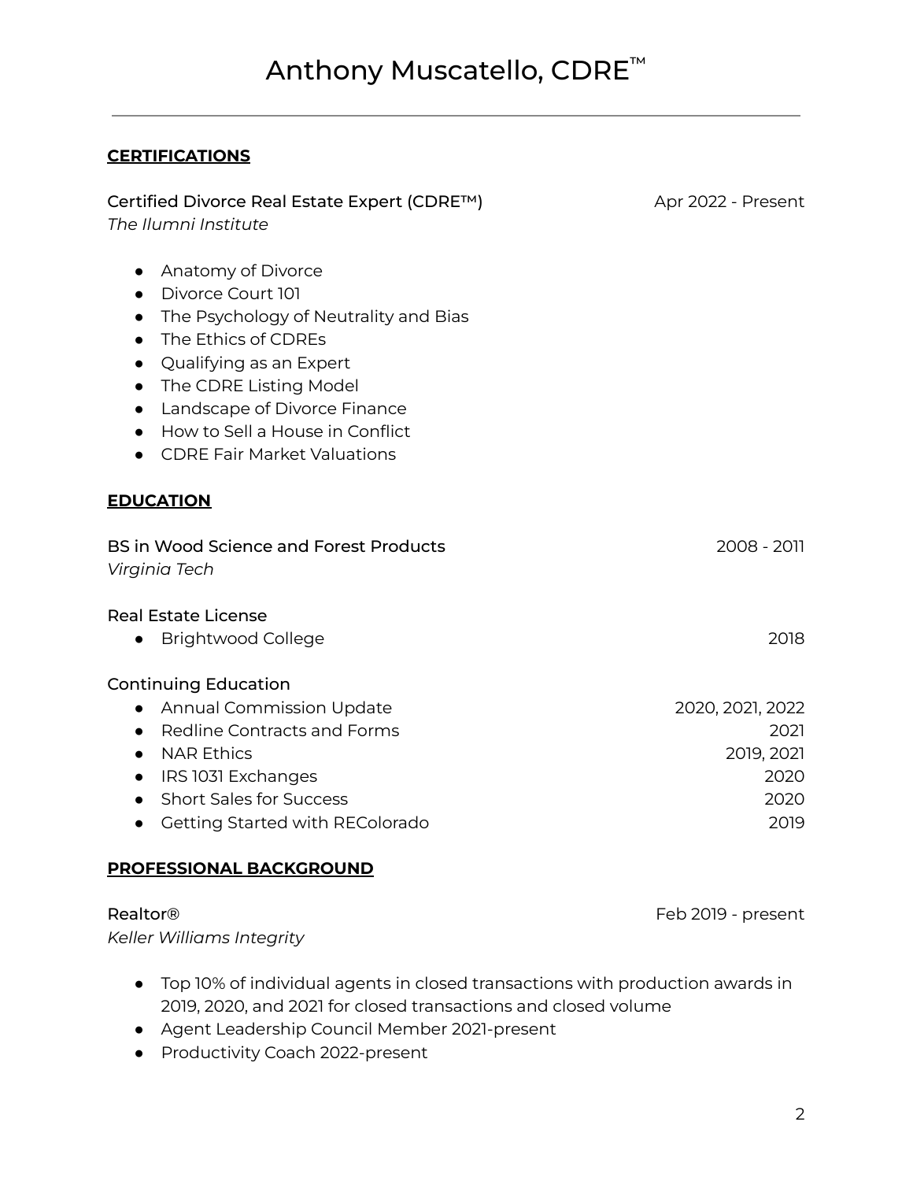# Anthony Muscatello, CDRE™

## CERTIFICATIONS

**Certified Divorce Real Estate Expert (CDRE™)** — Apr 2022 - Present
*The Ilumni Institute*

- Anatomy of Divorce
- Divorce Court 101
- The Psychology of Neutrality and Bias
- The Ethics of CDREs
- Qualifying as an Expert
- The CDRE Listing Model
- Landscape of Divorce Finance
- How to Sell a House in Conflict
- CDRE Fair Market Valuations

## EDUCATION

**BS in Wood Science and Forest Products** — 2008 - 2011
*Virginia Tech*

**Real Estate License**

- Brightwood College — 2018

**Continuing Education**

- Annual Commission Update — 2020, 2021, 2022
- Redline Contracts and Forms — 2021
- NAR Ethics — 2019, 2021
- IRS 1031 Exchanges — 2020
- Short Sales for Success — 2020
- Getting Started with REColorado — 2019

## PROFESSIONAL BACKGROUND

**Realtor®** — Feb 2019 - present
*Keller Williams Integrity*

- Top 10% of individual agents in closed transactions with production awards in 2019, 2020, and 2021 for closed transactions and closed volume
- Agent Leadership Council Member 2021-present
- Productivity Coach 2022-present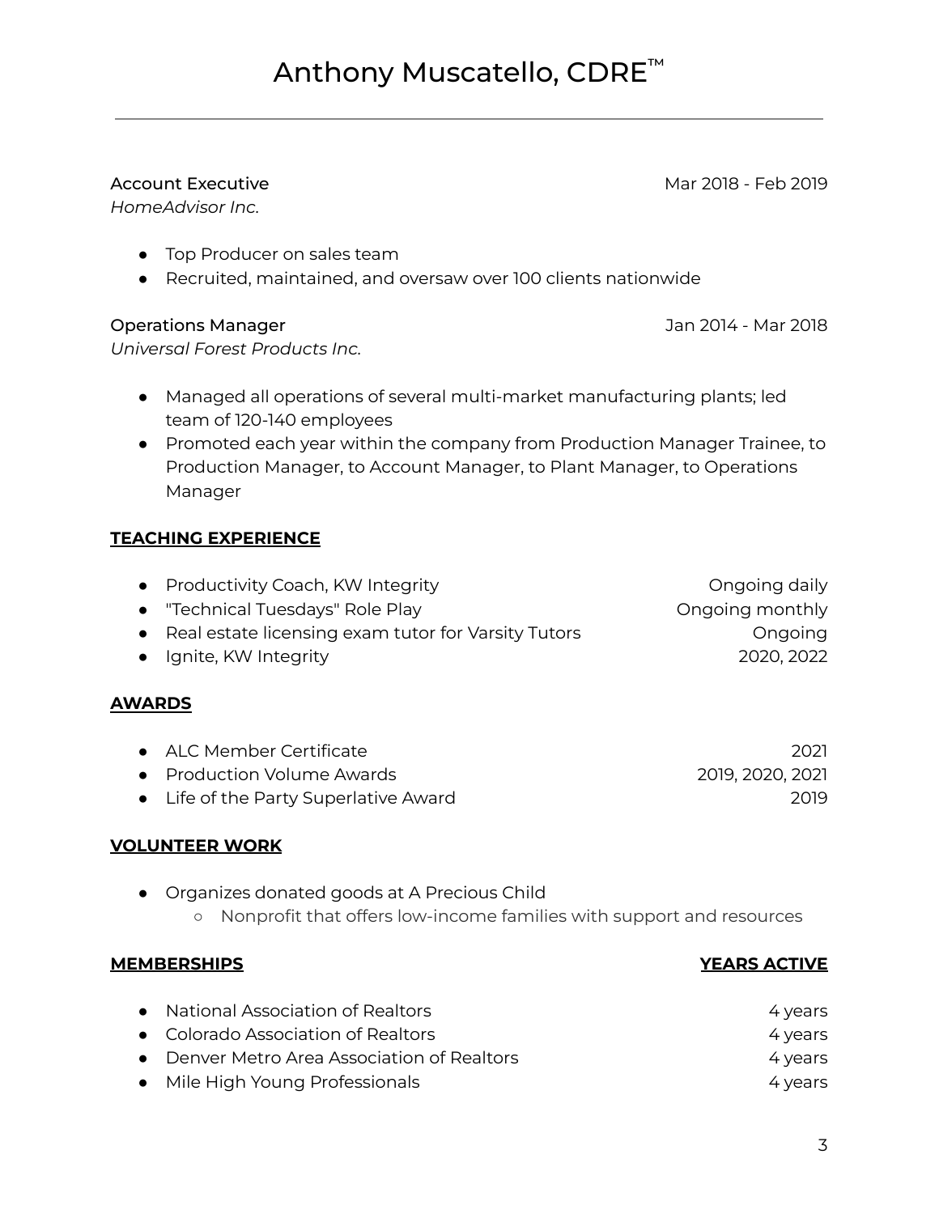# Anthony Muscatello, CDRE™

---

**Account Executive** — Mar 2018 - Feb 2019
*HomeAdvisor Inc.*

- Top Producer on sales team
- Recruited, maintained, and oversaw over 100 clients nationwide

**Operations Manager** — Jan 2014 - Mar 2018
*Universal Forest Products Inc.*

- Managed all operations of several multi-market manufacturing plants; led team of 120-140 employees
- Promoted each year within the company from Production Manager Trainee, to Production Manager, to Account Manager, to Plant Manager, to Operations Manager

## TEACHING EXPERIENCE

- Productivity Coach, KW Integrity — Ongoing daily
- "Technical Tuesdays" Role Play — Ongoing monthly
- Real estate licensing exam tutor for Varsity Tutors — Ongoing
- Ignite, KW Integrity — 2020, 2022

## AWARDS

- ALC Member Certificate — 2021
- Production Volume Awards — 2019, 2020, 2021
- Life of the Party Superlative Award — 2019

## VOLUNTEER WORK

- Organizes donated goods at A Precious Child
  - Nonprofit that offers low-income families with support and resources

## MEMBERSHIPS

| MEMBERSHIPS | YEARS ACTIVE |
|---|---|
| National Association of Realtors | 4 years |
| Colorado Association of Realtors | 4 years |
| Denver Metro Area Association of Realtors | 4 years |
| Mile High Young Professionals | 4 years |